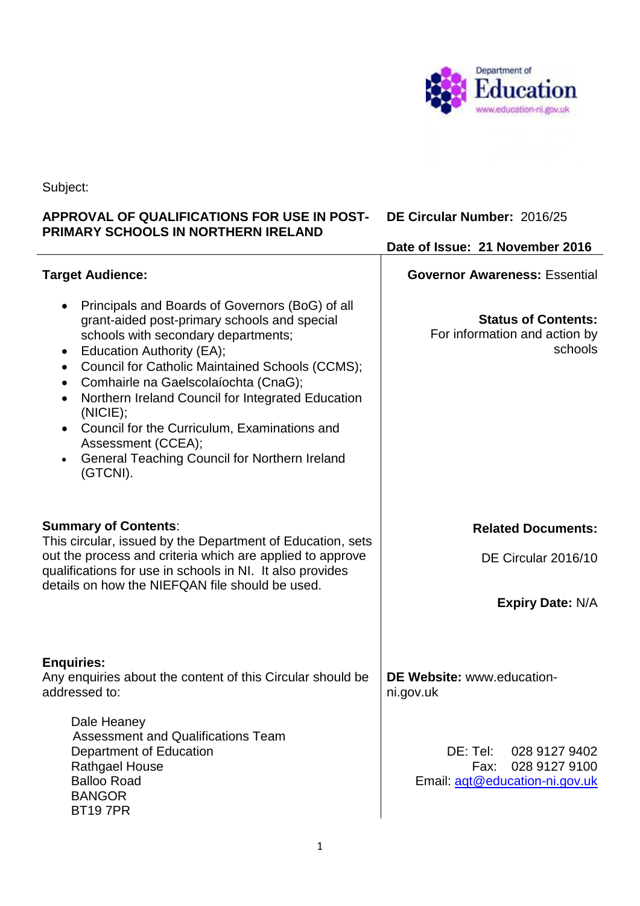Department of Education
www.education-ni.gov.uk

Subject:

**APPROVAL OF QUALIFICATIONS FOR USE IN POST-PRIMARY SCHOOLS IN NORTHERN IRELAND**

**DE Circular Number:** 2016/25

**Date of Issue: 21 November 2016**

**Target Audience:**

- Principals and Boards of Governors (BoG) of all grant-aided post-primary schools and special schools with secondary departments;
- Education Authority (EA);
- Council for Catholic Maintained Schools (CCMS);
- Comhairle na Gaelscolaíochta (CnaG);
- Northern Ireland Council for Integrated Education (NICIE);
- Council for the Curriculum, Examinations and Assessment (CCEA);
- General Teaching Council for Northern Ireland (GTCNI).

**Governor Awareness:** Essential

**Status of Contents:**
For information and action by schools

**Summary of Contents**:
This circular, issued by the Department of Education, sets out the process and criteria which are applied to approve qualifications for use in schools in NI. It also provides details on how the NIEFQAN file should be used.

**Related Documents:**

DE Circular 2016/10

**Expiry Date:** N/A

**Enquiries:**
Any enquiries about the content of this Circular should be addressed to:

Dale Heaney
Assessment and Qualifications Team
Department of Education
Rathgael House
Balloo Road
BANGOR
BT19 7PR

**DE Website:** www.education-ni.gov.uk

DE: Tel: 028 9127 9402
Fax: 028 9127 9100
Email: aqt@education-ni.gov.uk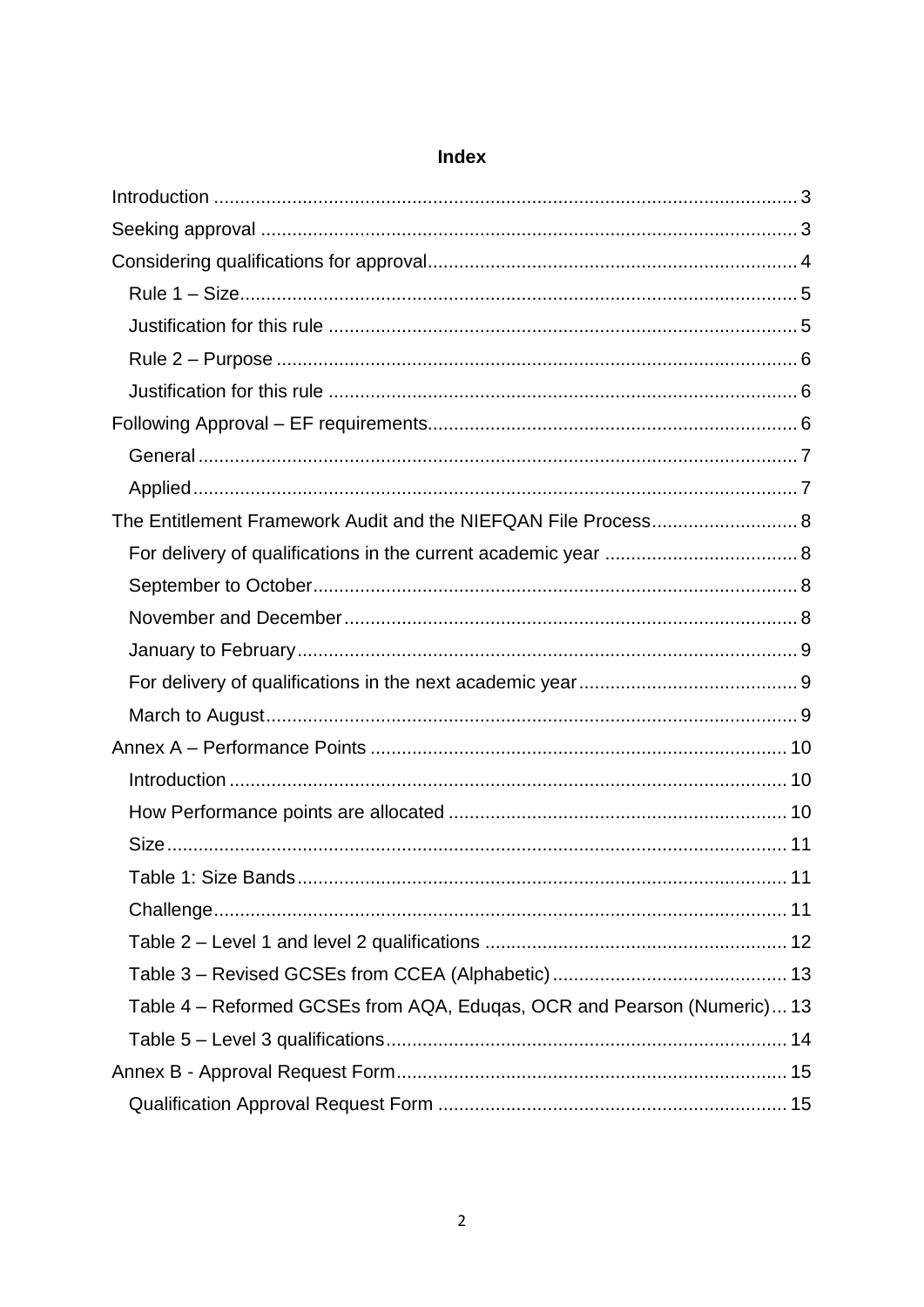# Index

Introduction ... 3

Seeking approval ... 3

Considering qualifications for approval ... 4

- Rule 1 – Size ... 5
- Justification for this rule ... 5
- Rule 2 – Purpose ... 6
- Justification for this rule ... 6

Following Approval – EF requirements ... 6

- General ... 7
- Applied ... 7

The Entitlement Framework Audit and the NIEFQAN File Process ... 8

- For delivery of qualifications in the current academic year ... 8
- September to October ... 8
- November and December ... 8
- January to February ... 9
- For delivery of qualifications in the next academic year ... 9
- March to August ... 9

Annex A – Performance Points ... 10

- Introduction ... 10
- How Performance points are allocated ... 10
- Size ... 11
- Table 1: Size Bands ... 11
- Challenge ... 11
- Table 2 – Level 1 and level 2 qualifications ... 12
- Table 3 – Revised GCSEs from CCEA (Alphabetic) ... 13
- Table 4 – Reformed GCSEs from AQA, Eduqas, OCR and Pearson (Numeric) ... 13
- Table 5 – Level 3 qualifications ... 14

Annex B - Approval Request Form ... 15

- Qualification Approval Request Form ... 15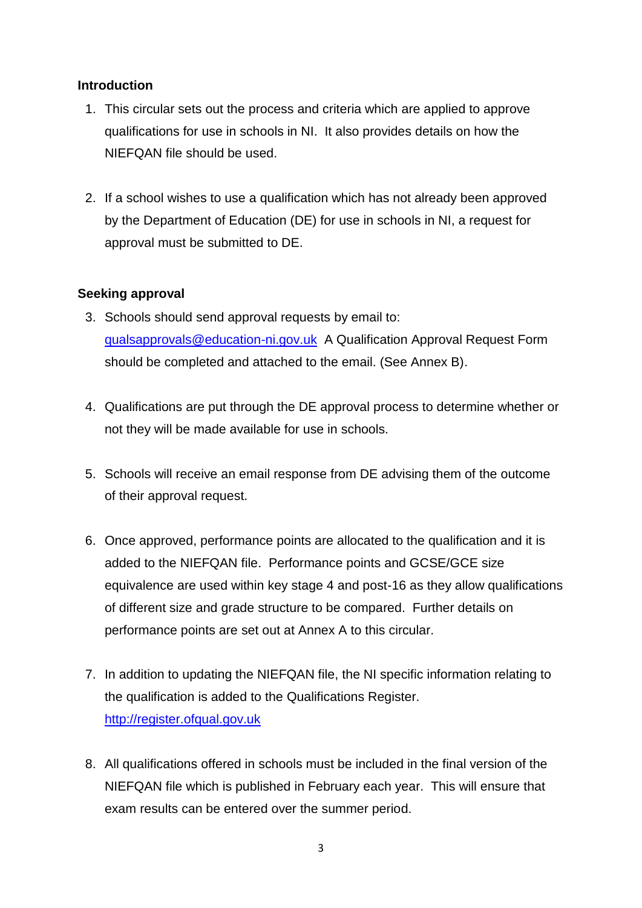**Introduction**

1. This circular sets out the process and criteria which are applied to approve qualifications for use in schools in NI. It also provides details on how the NIEFQAN file should be used.

2. If a school wishes to use a qualification which has not already been approved by the Department of Education (DE) for use in schools in NI, a request for approval must be submitted to DE.

**Seeking approval**

3. Schools should send approval requests by email to: qualsapprovals@education-ni.gov.uk A Qualification Approval Request Form should be completed and attached to the email. (See Annex B).

4. Qualifications are put through the DE approval process to determine whether or not they will be made available for use in schools.

5. Schools will receive an email response from DE advising them of the outcome of their approval request.

6. Once approved, performance points are allocated to the qualification and it is added to the NIEFQAN file. Performance points and GCSE/GCE size equivalence are used within key stage 4 and post-16 as they allow qualifications of different size and grade structure to be compared. Further details on performance points are set out at Annex A to this circular.

7. In addition to updating the NIEFQAN file, the NI specific information relating to the qualification is added to the Qualifications Register. http://register.ofqual.gov.uk

8. All qualifications offered in schools must be included in the final version of the NIEFQAN file which is published in February each year. This will ensure that exam results can be entered over the summer period.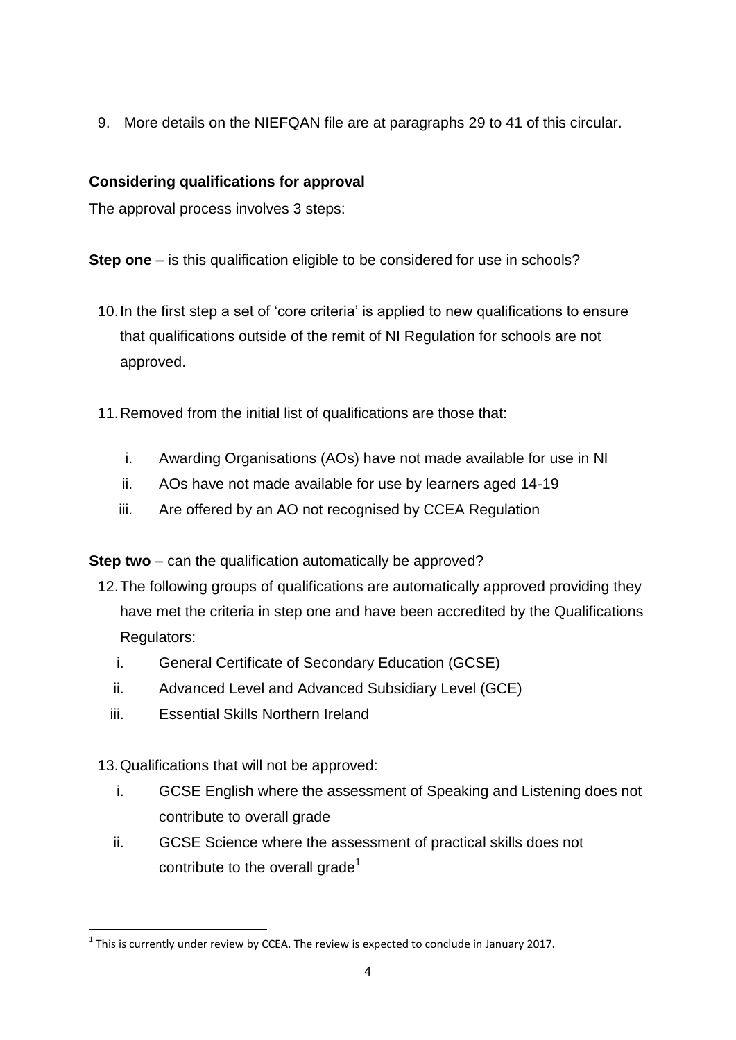9. More details on the NIEFQAN file are at paragraphs 29 to 41 of this circular.

### Considering qualifications for approval

The approval process involves 3 steps:

**Step one** – is this qualification eligible to be considered for use in schools?

10. In the first step a set of 'core criteria' is applied to new qualifications to ensure that qualifications outside of the remit of NI Regulation for schools are not approved.

11. Removed from the initial list of qualifications are those that:

    i. Awarding Organisations (AOs) have not made available for use in NI
    ii. AOs have not made available for use by learners aged 14-19
    iii. Are offered by an AO not recognised by CCEA Regulation

**Step two** – can the qualification automatically be approved?

12. The following groups of qualifications are automatically approved providing they have met the criteria in step one and have been accredited by the Qualifications Regulators:

    i. General Certificate of Secondary Education (GCSE)
    ii. Advanced Level and Advanced Subsidiary Level (GCE)
    iii. Essential Skills Northern Ireland

13. Qualifications that will not be approved:

    i. GCSE English where the assessment of Speaking and Listening does not contribute to overall grade
    ii. GCSE Science where the assessment of practical skills does not contribute to the overall grade[1]

---

[1] This is currently under review by CCEA. The review is expected to conclude in January 2017.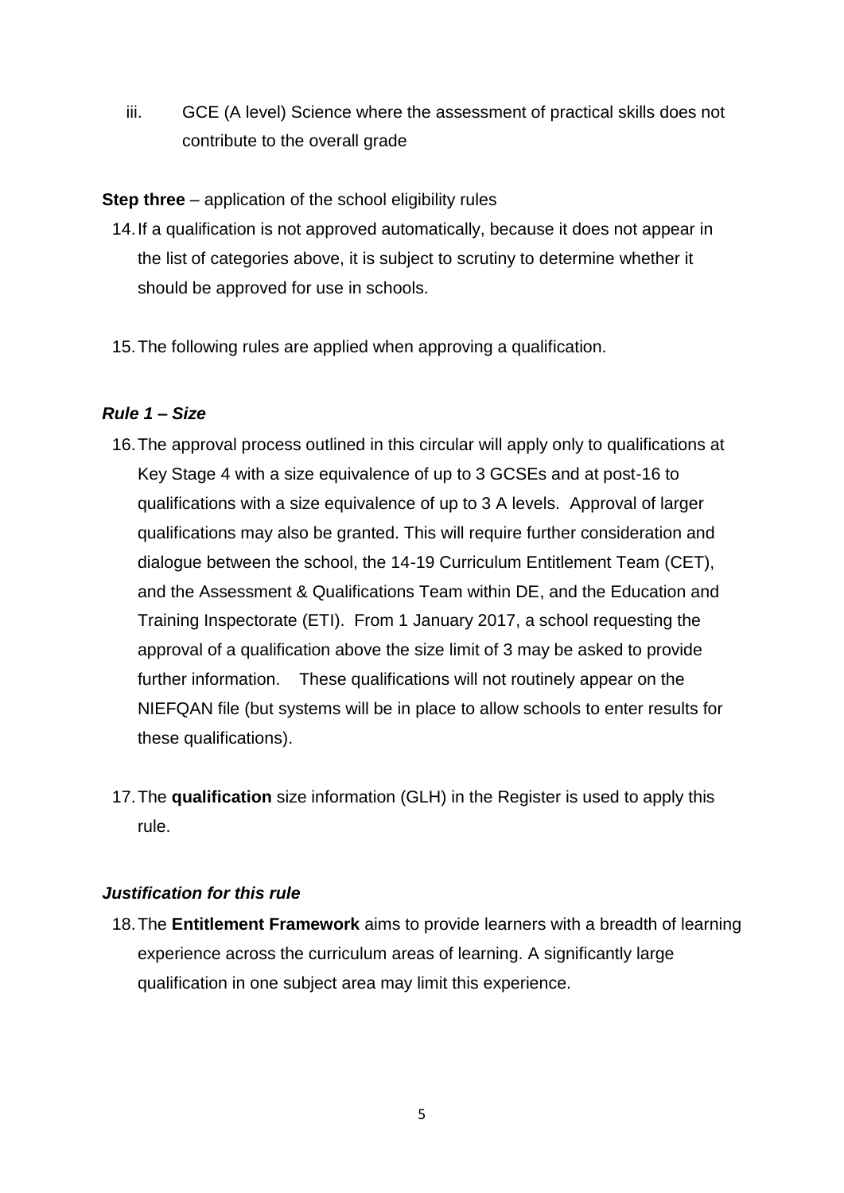iii. GCE (A level) Science where the assessment of practical skills does not contribute to the overall grade

**Step three** – application of the school eligibility rules

14. If a qualification is not approved automatically, because it does not appear in the list of categories above, it is subject to scrutiny to determine whether it should be approved for use in schools.

15. The following rules are applied when approving a qualification.

***Rule 1 – Size***

16. The approval process outlined in this circular will apply only to qualifications at Key Stage 4 with a size equivalence of up to 3 GCSEs and at post-16 to qualifications with a size equivalence of up to 3 A levels. Approval of larger qualifications may also be granted. This will require further consideration and dialogue between the school, the 14-19 Curriculum Entitlement Team (CET), and the Assessment & Qualifications Team within DE, and the Education and Training Inspectorate (ETI). From 1 January 2017, a school requesting the approval of a qualification above the size limit of 3 may be asked to provide further information. These qualifications will not routinely appear on the NIEFQAN file (but systems will be in place to allow schools to enter results for these qualifications).

17. The **qualification** size information (GLH) in the Register is used to apply this rule.

***Justification for this rule***

18. The **Entitlement Framework** aims to provide learners with a breadth of learning experience across the curriculum areas of learning. A significantly large qualification in one subject area may limit this experience.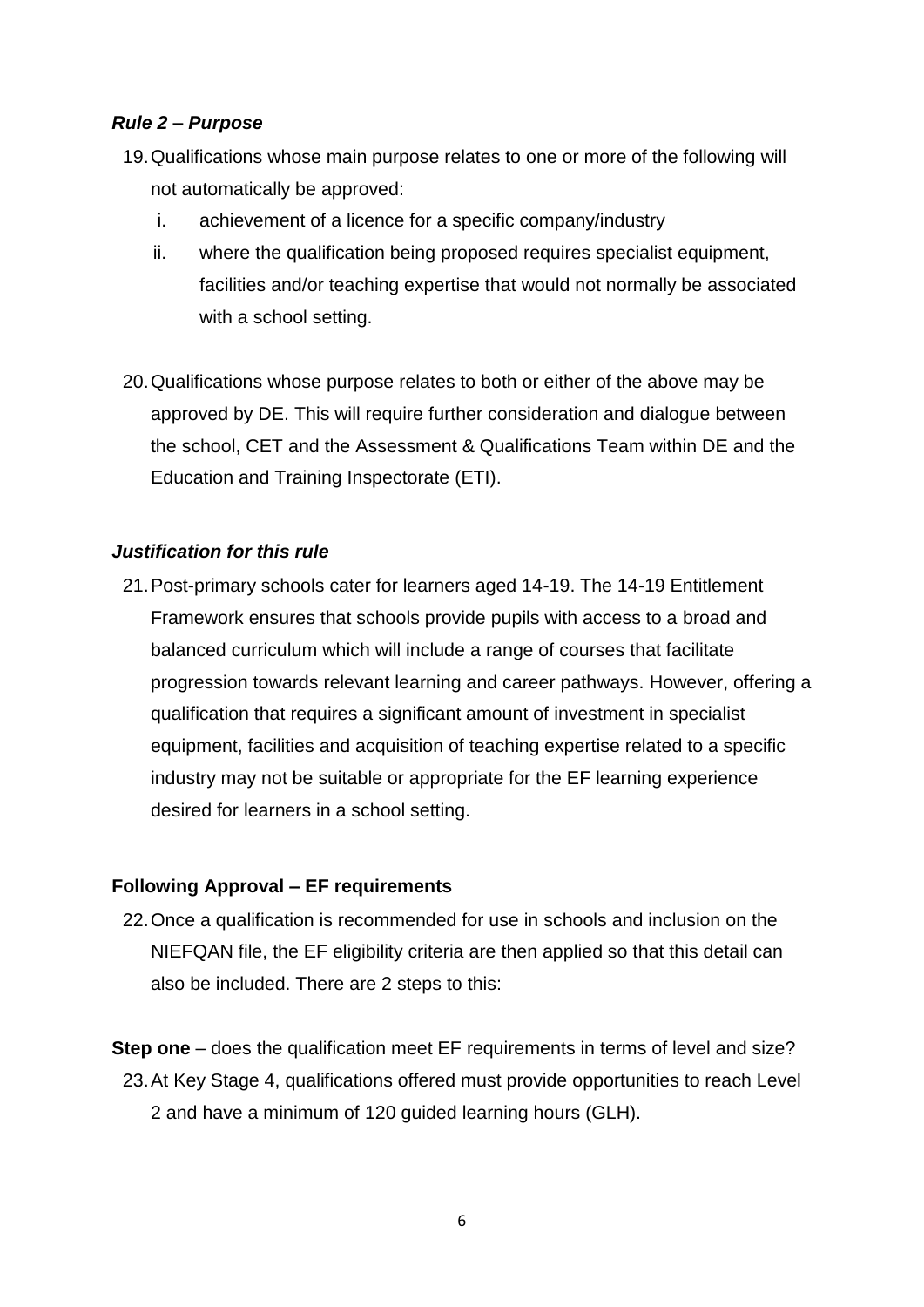***Rule 2 – Purpose***

19. Qualifications whose main purpose relates to one or more of the following will not automatically be approved:
    i. achievement of a licence for a specific company/industry
    ii. where the qualification being proposed requires specialist equipment, facilities and/or teaching expertise that would not normally be associated with a school setting.

20. Qualifications whose purpose relates to both or either of the above may be approved by DE. This will require further consideration and dialogue between the school, CET and the Assessment & Qualifications Team within DE and the Education and Training Inspectorate (ETI).

***Justification for this rule***

21. Post-primary schools cater for learners aged 14-19. The 14-19 Entitlement Framework ensures that schools provide pupils with access to a broad and balanced curriculum which will include a range of courses that facilitate progression towards relevant learning and career pathways. However, offering a qualification that requires a significant amount of investment in specialist equipment, facilities and acquisition of teaching expertise related to a specific industry may not be suitable or appropriate for the EF learning experience desired for learners in a school setting.

**Following Approval – EF requirements**

22. Once a qualification is recommended for use in schools and inclusion on the NIEFQAN file, the EF eligibility criteria are then applied so that this detail can also be included. There are 2 steps to this:

**Step one** – does the qualification meet EF requirements in terms of level and size?

23. At Key Stage 4, qualifications offered must provide opportunities to reach Level 2 and have a minimum of 120 guided learning hours (GLH).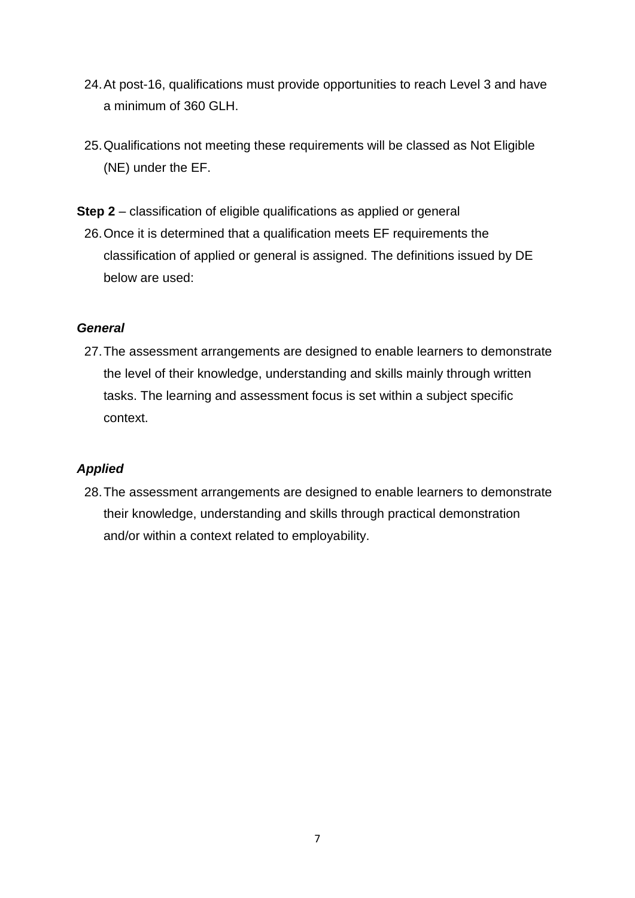24. At post-16, qualifications must provide opportunities to reach Level 3 and have a minimum of 360 GLH.

25. Qualifications not meeting these requirements will be classed as Not Eligible (NE) under the EF.

**Step 2** – classification of eligible qualifications as applied or general

26. Once it is determined that a qualification meets EF requirements the classification of applied or general is assigned. The definitions issued by DE below are used:

***General***

27. The assessment arrangements are designed to enable learners to demonstrate the level of their knowledge, understanding and skills mainly through written tasks. The learning and assessment focus is set within a subject specific context.

***Applied***

28. The assessment arrangements are designed to enable learners to demonstrate their knowledge, understanding and skills through practical demonstration and/or within a context related to employability.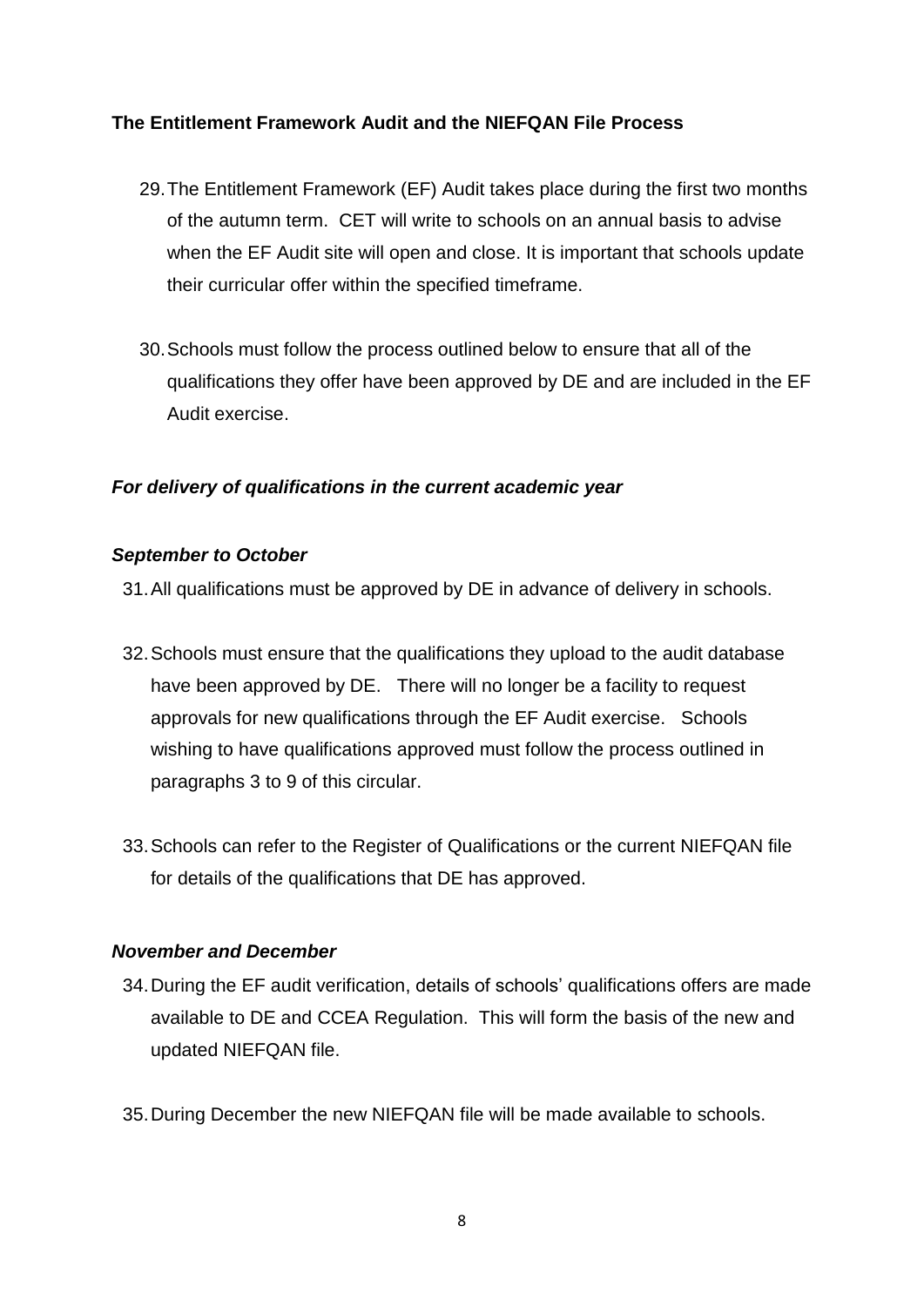**The Entitlement Framework Audit and the NIEFQAN File Process**

29. The Entitlement Framework (EF) Audit takes place during the first two months of the autumn term. CET will write to schools on an annual basis to advise when the EF Audit site will open and close. It is important that schools update their curricular offer within the specified timeframe.

30. Schools must follow the process outlined below to ensure that all of the qualifications they offer have been approved by DE and are included in the EF Audit exercise.

***For delivery of qualifications in the current academic year***

***September to October***

31. All qualifications must be approved by DE in advance of delivery in schools.

32. Schools must ensure that the qualifications they upload to the audit database have been approved by DE. There will no longer be a facility to request approvals for new qualifications through the EF Audit exercise. Schools wishing to have qualifications approved must follow the process outlined in paragraphs 3 to 9 of this circular.

33. Schools can refer to the Register of Qualifications or the current NIEFQAN file for details of the qualifications that DE has approved.

***November and December***

34. During the EF audit verification, details of schools' qualifications offers are made available to DE and CCEA Regulation. This will form the basis of the new and updated NIEFQAN file.

35. During December the new NIEFQAN file will be made available to schools.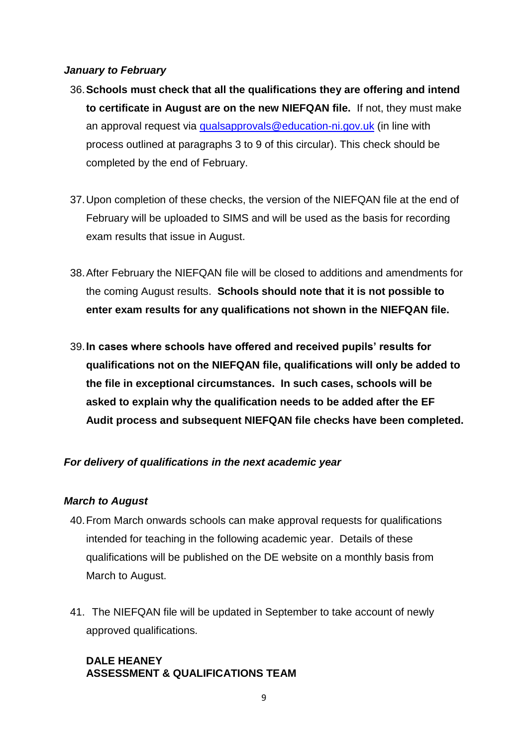*January to February*

36. **Schools must check that all the qualifications they are offering and intend to certificate in August are on the new NIEFQAN file.** If not, they must make an approval request via [qualsapprovals@education-ni.gov.uk](mailto:qualsapprovals@education-ni.gov.uk) (in line with process outlined at paragraphs 3 to 9 of this circular). This check should be completed by the end of February.

37. Upon completion of these checks, the version of the NIEFQAN file at the end of February will be uploaded to SIMS and will be used as the basis for recording exam results that issue in August.

38. After February the NIEFQAN file will be closed to additions and amendments for the coming August results. **Schools should note that it is not possible to enter exam results for any qualifications not shown in the NIEFQAN file.**

39. **In cases where schools have offered and received pupils' results for qualifications not on the NIEFQAN file, qualifications will only be added to the file in exceptional circumstances. In such cases, schools will be asked to explain why the qualification needs to be added after the EF Audit process and subsequent NIEFQAN file checks have been completed.**

***For delivery of qualifications in the next academic year***

***March to August***

40. From March onwards schools can make approval requests for qualifications intended for teaching in the following academic year. Details of these qualifications will be published on the DE website on a monthly basis from March to August.

41. The NIEFQAN file will be updated in September to take account of newly approved qualifications.

**DALE HEANEY**
**ASSESSMENT & QUALIFICATIONS TEAM**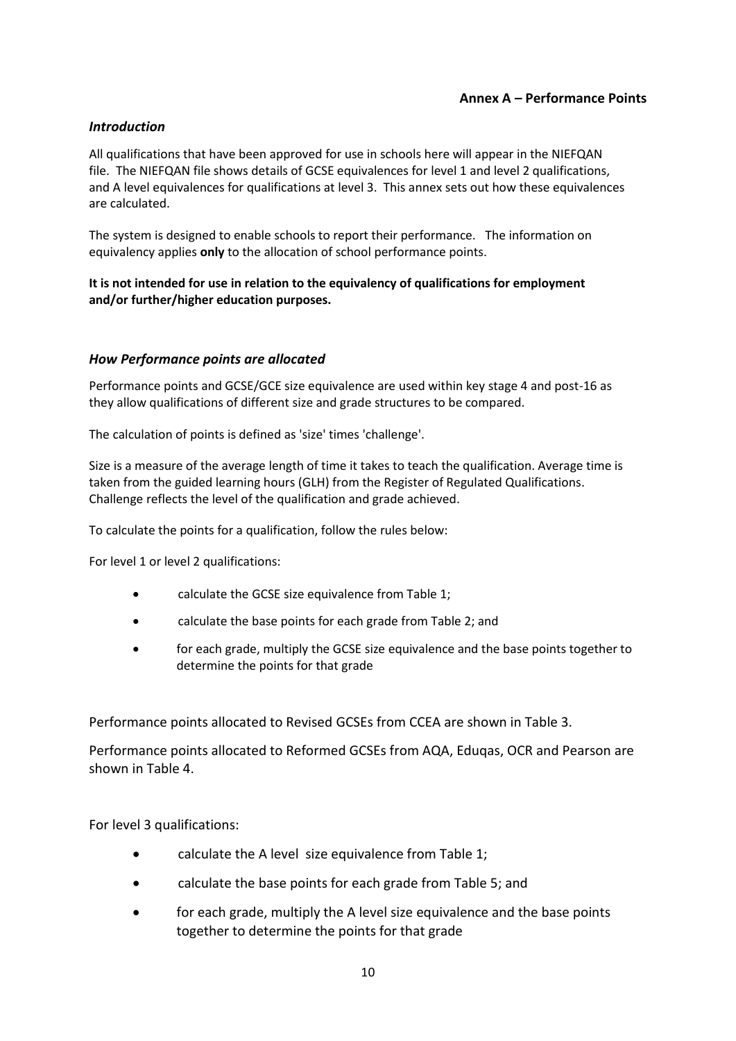## Annex A – Performance Points

### *Introduction*

All qualifications that have been approved for use in schools here will appear in the NIEFQAN file. The NIEFQAN file shows details of GCSE equivalences for level 1 and level 2 qualifications, and A level equivalences for qualifications at level 3. This annex sets out how these equivalences are calculated.

The system is designed to enable schools to report their performance. The information on equivalency applies **only** to the allocation of school performance points.

**It is not intended for use in relation to the equivalency of qualifications for employment and/or further/higher education purposes.**

### *How Performance points are allocated*

Performance points and GCSE/GCE size equivalence are used within key stage 4 and post-16 as they allow qualifications of different size and grade structures to be compared.

The calculation of points is defined as 'size' times 'challenge'.

Size is a measure of the average length of time it takes to teach the qualification. Average time is taken from the guided learning hours (GLH) from the Register of Regulated Qualifications. Challenge reflects the level of the qualification and grade achieved.

To calculate the points for a qualification, follow the rules below:

For level 1 or level 2 qualifications:

- calculate the GCSE size equivalence from Table 1;
- calculate the base points for each grade from Table 2; and
- for each grade, multiply the GCSE size equivalence and the base points together to determine the points for that grade

Performance points allocated to Revised GCSEs from CCEA are shown in Table 3.

Performance points allocated to Reformed GCSEs from AQA, Eduqas, OCR and Pearson are shown in Table 4.

For level 3 qualifications:

- calculate the A level size equivalence from Table 1;
- calculate the base points for each grade from Table 5; and
- for each grade, multiply the A level size equivalence and the base points together to determine the points for that grade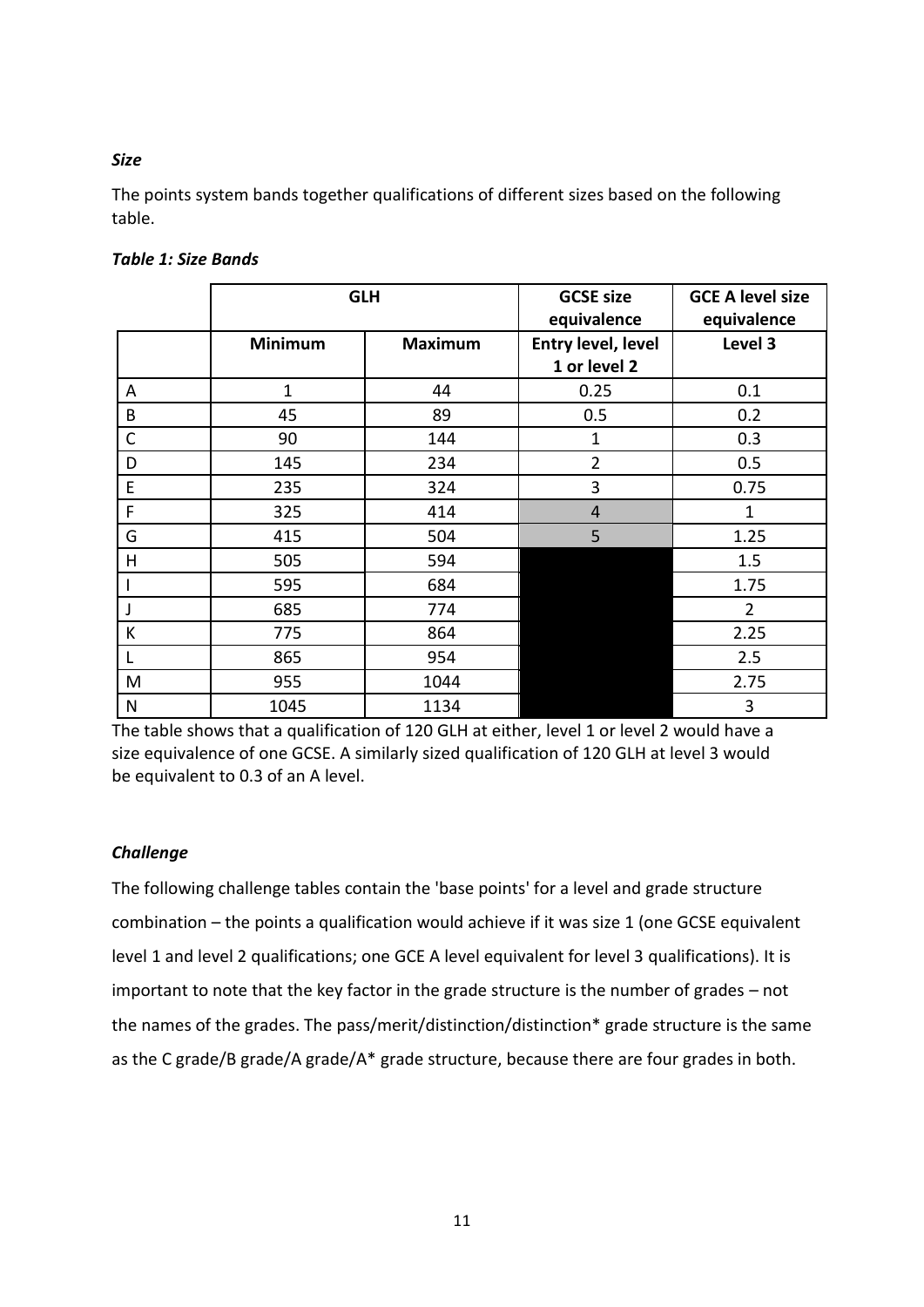*Size*

The points system bands together qualifications of different sizes based on the following table.

***Table 1: Size Bands***

| | GLH | | GCSE size equivalence | GCE A level size equivalence |
|---|---|---|---|---|
| | **Minimum** | **Maximum** | **Entry level, level 1 or level 2** | **Level 3** |
| A | 1 | 44 | 0.25 | 0.1 |
| B | 45 | 89 | 0.5 | 0.2 |
| C | 90 | 144 | 1 | 0.3 |
| D | 145 | 234 | 2 | 0.5 |
| E | 235 | 324 | 3 | 0.75 |
| F | 325 | 414 | 4 | 1 |
| G | 415 | 504 | 5 | 1.25 |
| H | 505 | 594 | | 1.5 |
| I | 595 | 684 | | 1.75 |
| J | 685 | 774 | | 2 |
| K | 775 | 864 | | 2.25 |
| L | 865 | 954 | | 2.5 |
| M | 955 | 1044 | | 2.75 |
| N | 1045 | 1134 | | 3 |

The table shows that a qualification of 120 GLH at either, level 1 or level 2 would have a size equivalence of one GCSE. A similarly sized qualification of 120 GLH at level 3 would be equivalent to 0.3 of an A level.

*Challenge*

The following challenge tables contain the 'base points' for a level and grade structure combination – the points a qualification would achieve if it was size 1 (one GCSE equivalent level 1 and level 2 qualifications; one GCE A level equivalent for level 3 qualifications). It is important to note that the key factor in the grade structure is the number of grades – not the names of the grades. The pass/merit/distinction/distinction* grade structure is the same as the C grade/B grade/A grade/A* grade structure, because there are four grades in both.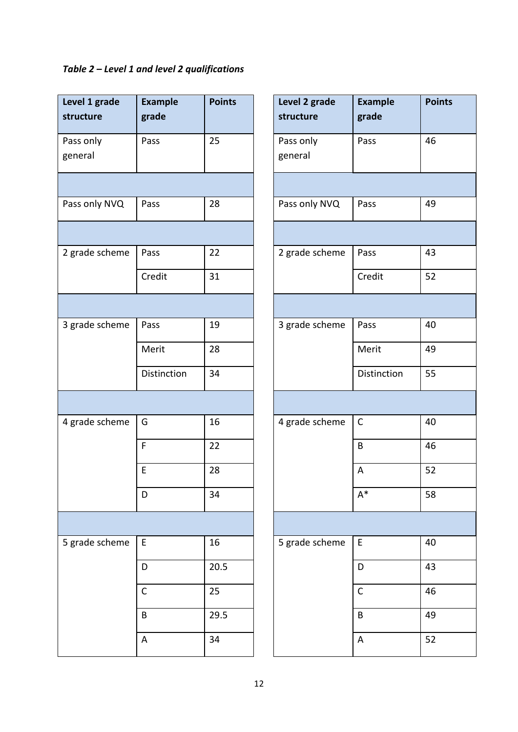*Table 2 – Level 1 and level 2 qualifications*

| Level 1 grade structure | Example grade | Points |
|---|---|---|
| Pass only general | Pass | 25 |
| | | |
| Pass only NVQ | Pass | 28 |
| | | |
| 2 grade scheme | Pass | 22 |
| | Credit | 31 |
| | | |
| 3 grade scheme | Pass | 19 |
| | Merit | 28 |
| | Distinction | 34 |
| | | |
| 4 grade scheme | G | 16 |
| | F | 22 |
| | E | 28 |
| | D | 34 |
| | | |
| 5 grade scheme | E | 16 |
| | D | 20.5 |
| | C | 25 |
| | B | 29.5 |
| | A | 34 |

| Level 2 grade structure | Example grade | Points |
|---|---|---|
| Pass only general | Pass | 46 |
| | | |
| Pass only NVQ | Pass | 49 |
| | | |
| 2 grade scheme | Pass | 43 |
| | Credit | 52 |
| | | |
| 3 grade scheme | Pass | 40 |
| | Merit | 49 |
| | Distinction | 55 |
| | | |
| 4 grade scheme | C | 40 |
| | B | 46 |
| | A | 52 |
| | A* | 58 |
| | | |
| 5 grade scheme | E | 40 |
| | D | 43 |
| | C | 46 |
| | B | 49 |
| | A | 52 |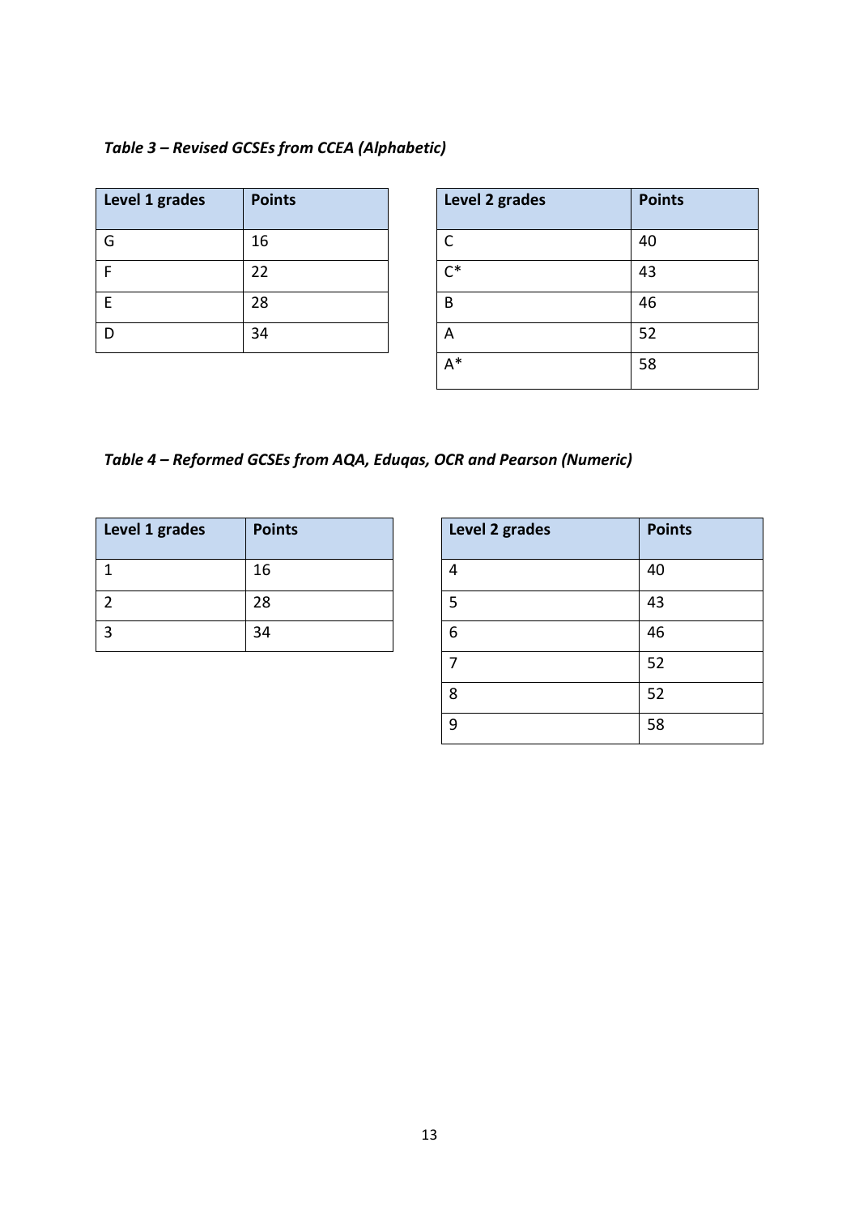*Table 3 – Revised GCSEs from CCEA (Alphabetic)*

| Level 1 grades | Points |
| --- | --- |
| G | 16 |
| F | 22 |
| E | 28 |
| D | 34 |

| Level 2 grades | Points |
| --- | --- |
| C | 40 |
| C* | 43 |
| B | 46 |
| A | 52 |
| A* | 58 |

*Table 4 – Reformed GCSEs from AQA, Eduqas, OCR and Pearson (Numeric)*

| Level 1 grades | Points |
| --- | --- |
| 1 | 16 |
| 2 | 28 |
| 3 | 34 |

| Level 2 grades | Points |
| --- | --- |
| 4 | 40 |
| 5 | 43 |
| 6 | 46 |
| 7 | 52 |
| 8 | 52 |
| 9 | 58 |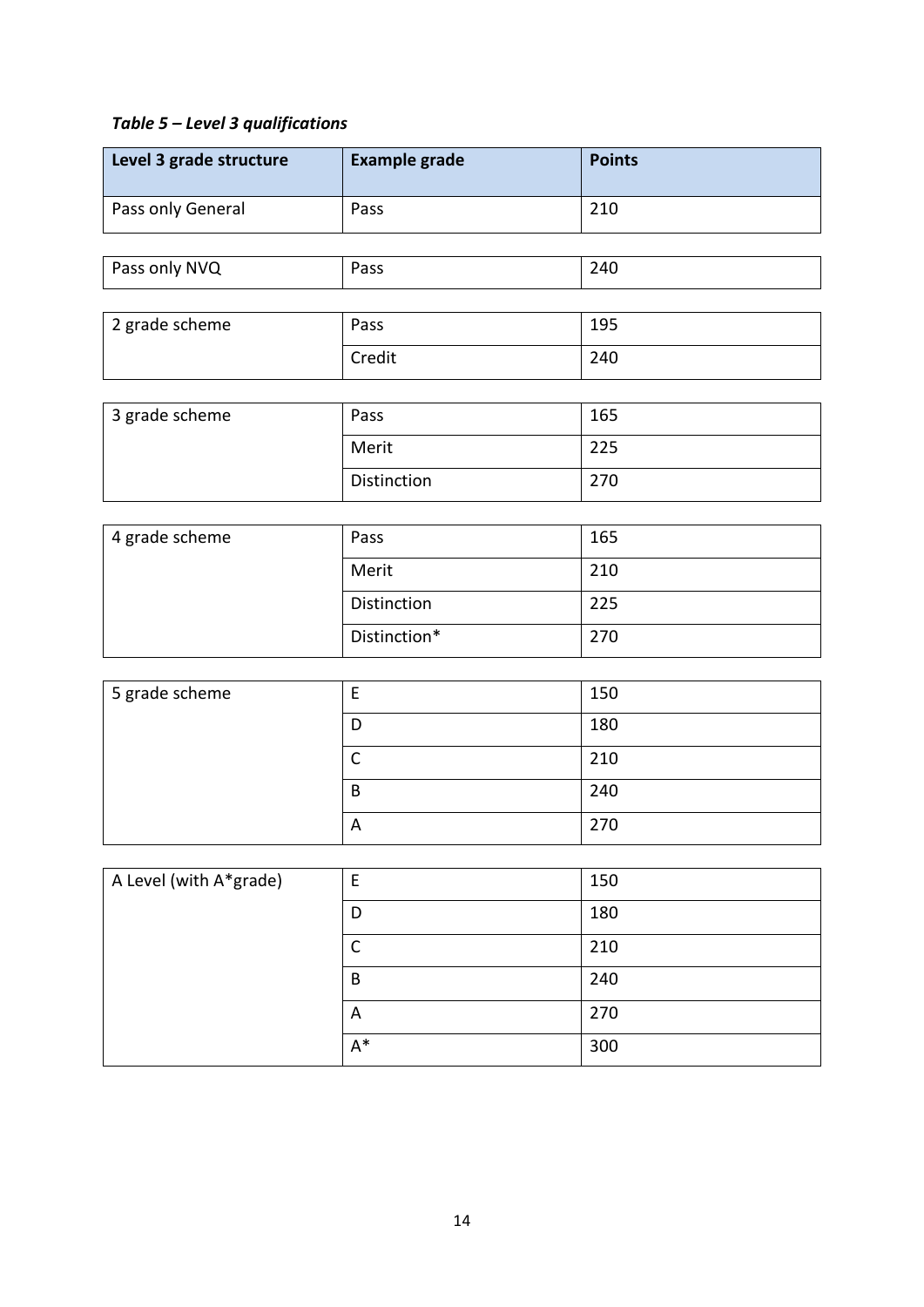*Table 5 – Level 3 qualifications*

| Level 3 grade structure | Example grade | Points |
|---|---|---|
| Pass only General | Pass | 210 |
| Pass only NVQ | Pass | 240 |
| 2 grade scheme | Pass | 195 |
| | Credit | 240 |
| 3 grade scheme | Pass | 165 |
| | Merit | 225 |
| | Distinction | 270 |
| 4 grade scheme | Pass | 165 |
| | Merit | 210 |
| | Distinction | 225 |
| | Distinction* | 270 |
| 5 grade scheme | E | 150 |
| | D | 180 |
| | C | 210 |
| | B | 240 |
| | A | 270 |
| A Level (with A*grade) | E | 150 |
| | D | 180 |
| | C | 210 |
| | B | 240 |
| | A | 270 |
| | A* | 300 |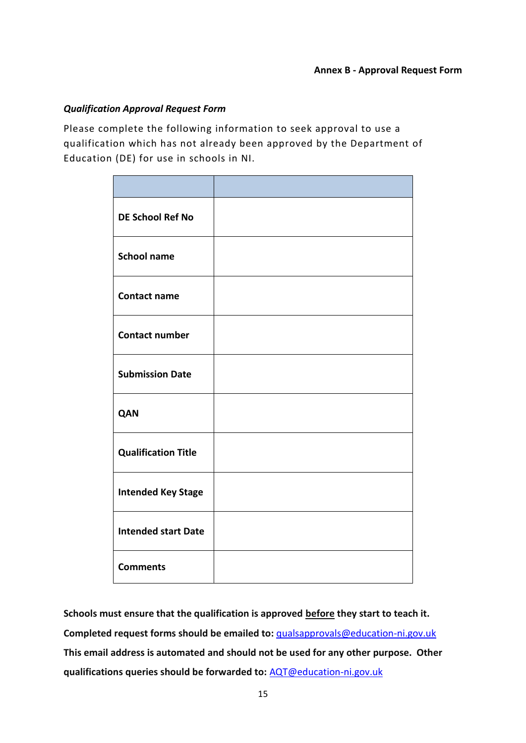**Annex B - Approval Request Form**

***Qualification Approval Request Form***

Please complete the following information to seek approval to use a qualification which has not already been approved by the Department of Education (DE) for use in schools in NI.

| | |
|---|---|
| **DE School Ref No** | |
| **School name** | |
| **Contact name** | |
| **Contact number** | |
| **Submission Date** | |
| **QAN** | |
| **Qualification Title** | |
| **Intended Key Stage** | |
| **Intended start Date** | |
| **Comments** | |

**Schools must ensure that the qualification is approved before they start to teach it.**

**Completed request forms should be emailed to:** qualsapprovals@education-ni.gov.uk

**This email address is automated and should not be used for any other purpose. Other qualifications queries should be forwarded to:** AQT@education-ni.gov.uk